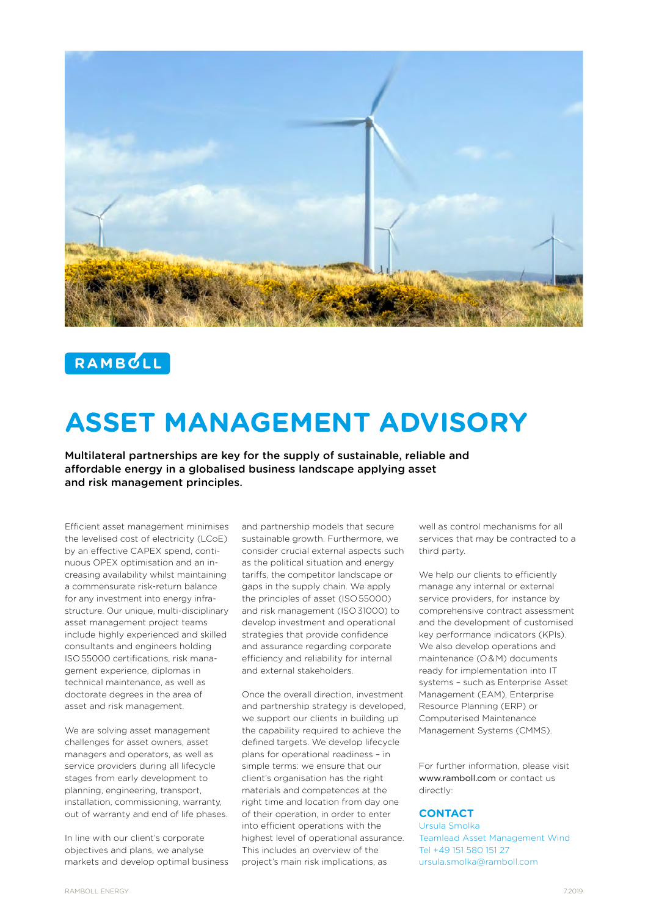RAMBØLL

# ASSET MANAGEMENT ADVISORY

**Multilateral partnerships are key for the supply of sustainable, reliable and affordable energy in a globalised business landscape applying asset and risk management principles.**

Efficient asset management minimises the levelised cost of electricity (LCoE) by an effective CAPEX spend, continuous OPEX optimisation and an increasing availability whilst maintaining a commensurate risk-return balance for any investment into energy infrastructure. Our unique, multi-disciplinary asset management project teams include highly experienced and skilled consultants and engineers holding ISO 55000 certifications, risk management experience, diplomas in technical maintenance, as well as doctorate degrees in the area of asset and risk management.

We are solving asset management challenges for asset owners, asset managers and operators, as well as service providers during all lifecycle stages from early development to planning, engineering, transport, installation, commissioning, warranty, out of warranty and end of life phases.

In line with our client's corporate objectives and plans, we analyse markets and develop optimal business and partnership models that secure sustainable growth. Furthermore, we consider crucial external aspects such as the political situation and energy tariffs, the competitor landscape or gaps in the supply chain. We apply the principles of asset (ISO 55000) and risk management (ISO 31000) to develop investment and operational strategies that provide confidence and assurance regarding corporate efficiency and reliability for internal and external stakeholders.

Once the overall direction, investment and partnership strategy is developed, we support our clients in building up the capability required to achieve the defined targets. We develop lifecycle plans for operational readiness – in simple terms: we ensure that our client's organisation has the right materials and competences at the right time and location from day one of their operation, in order to enter into efficient operations with the highest level of operational assurance. This includes an overview of the project's main risk implications, as well as control mechanisms for all services that may be contracted to a third party.

We help our clients to efficiently manage any internal or external service providers, for instance by comprehensive contract assessment and the development of customised key performance indicators (KPIs). We also develop operations and maintenance (O&M) documents ready for implementation into IT systems – such as Enterprise Asset Management (EAM), Enterprise Resource Planning (ERP) or Computerised Maintenance Management Systems (CMMS).

For further information, please visit www.ramboll.com or contact us directly:

## CONTACT

Ursula Smolka
Teamlead Asset Management Wind
Tel +49 151 580 151 27
ursula.smolka@ramboll.com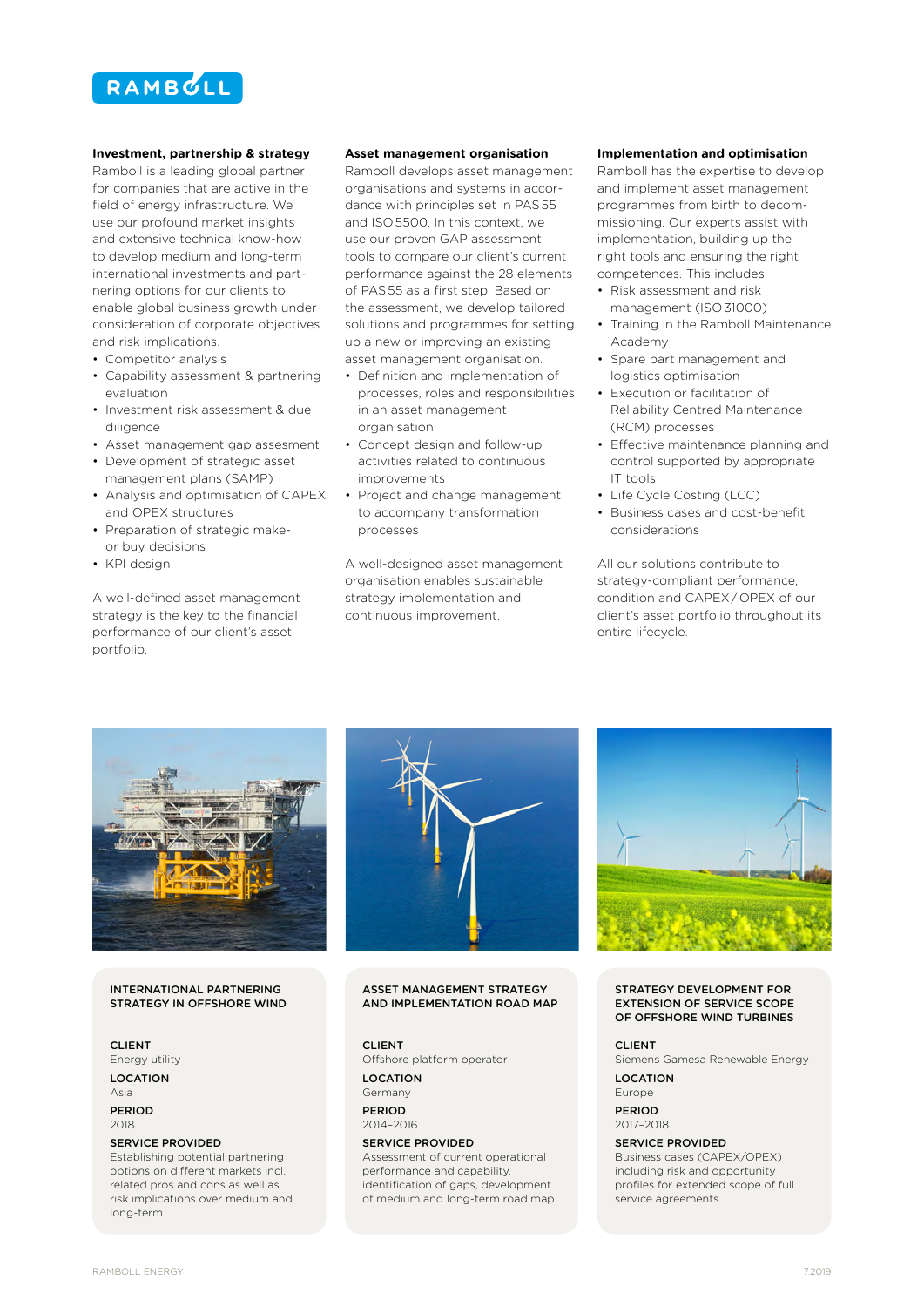### Investment, partnership & strategy

Ramboll is a leading global partner for companies that are active in the field of energy infrastructure. We use our profound market insights and extensive technical know-how to develop medium and long-term international investments and partnering options for our clients to enable global business growth under consideration of corporate objectives and risk implications.

- Competitor analysis
- Capability assessment & partnering evaluation
- Investment risk assessment & due diligence
- Asset management gap assesment
- Development of strategic asset management plans (SAMP)
- Analysis and optimisation of CAPEX and OPEX structures
- Preparation of strategic make- or buy decisions
- KPI design

A well-defined asset management strategy is the key to the financial performance of our client's asset portfolio.

### Asset management organisation

Ramboll develops asset management organisations and systems in accordance with principles set in PAS 55 and ISO 5500. In this context, we use our proven GAP assessment tools to compare our client's current performance against the 28 elements of PAS 55 as a first step. Based on the assessment, we develop tailored solutions and programmes for setting up a new or improving an existing asset management organisation.

- Definition and implementation of processes, roles and responsibilities in an asset management organisation
- Concept design and follow-up activities related to continuous improvements
- Project and change management to accompany transformation processes

A well-designed asset management organisation enables sustainable strategy implementation and continuous improvement.

### Implementation and optimisation

Ramboll has the expertise to develop and implement asset management programmes from birth to decommissioning. Our experts assist with implementation, building up the right tools and ensuring the right competences. This includes:

- Risk assessment and risk management (ISO 31000)
- Training in the Ramboll Maintenance Academy
- Spare part management and logistics optimisation
- Execution or facilitation of Reliability Centred Maintenance (RCM) processes
- Effective maintenance planning and control supported by appropriate IT tools
- Life Cycle Costing (LCC)
- Business cases and cost-benefit considerations

All our solutions contribute to strategy-compliant performance, condition and CAPEX / OPEX of our client's asset portfolio throughout its entire lifecycle.

#### INTERNATIONAL PARTNERING STRATEGY IN OFFSHORE WIND

**CLIENT**
Energy utility

**LOCATION**
Asia

**PERIOD**
2018

**SERVICE PROVIDED**
Establishing potential partnering options on different markets incl. related pros and cons as well as risk implications over medium and long-term.

#### ASSET MANAGEMENT STRATEGY AND IMPLEMENTATION ROAD MAP

**CLIENT**
Offshore platform operator

**LOCATION**
Germany

**PERIOD**
2014–2016

**SERVICE PROVIDED**
Assessment of current operational performance and capability, identification of gaps, development of medium and long-term road map.

#### STRATEGY DEVELOPMENT FOR EXTENSION OF SERVICE SCOPE OF OFFSHORE WIND TURBINES

**CLIENT**
Siemens Gamesa Renewable Energy

**LOCATION**
Europe

**PERIOD**
2017–2018

**SERVICE PROVIDED**
Business cases (CAPEX/OPEX) including risk and opportunity profiles for extended scope of full service agreements.